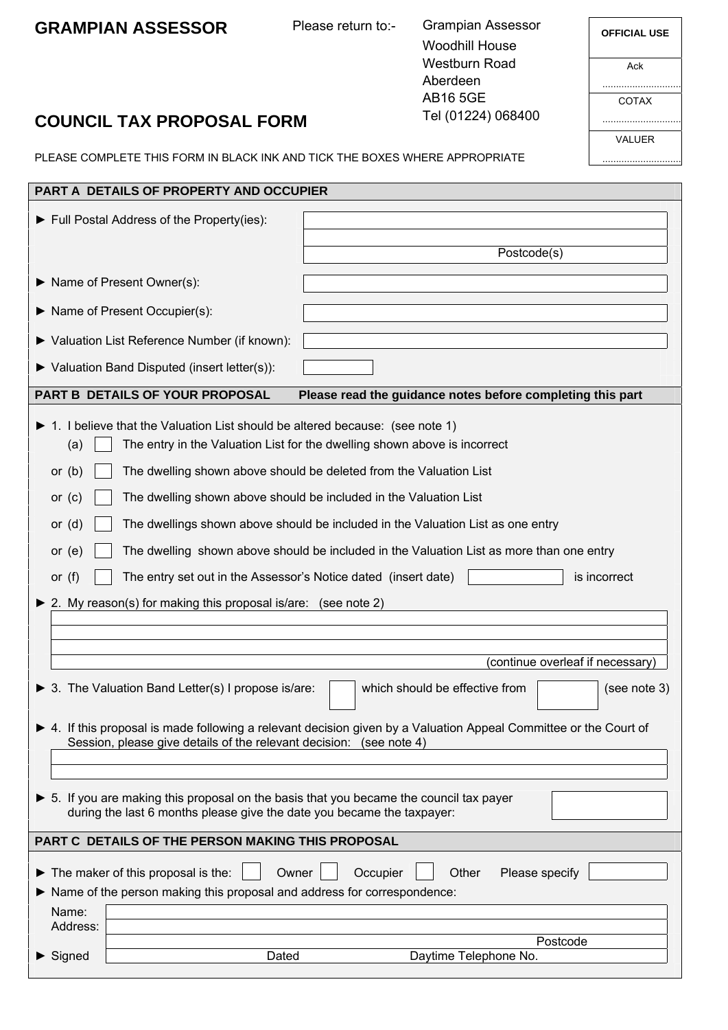# GRAMPIAN ASSESSOR

Please return to:- Grampian Assessor
Woodhill House
Westburn Road
Aberdeen
AB16 5GE
Tel (01224) 068400

| OFFICIAL USE |
| --- |
| Ack ............................ |
| COTAX ............................ |
| VALUER ............................ |

## COUNCIL TAX PROPOSAL FORM

PLEASE COMPLETE THIS FORM IN BLACK INK AND TICK THE BOXES WHERE APPROPRIATE

### PART A DETAILS OF PROPERTY AND OCCUPIER

► Full Postal Address of the Property(ies): ____________________

Postcode(s) ____________________

► Name of Present Owner(s): ____________________

► Name of Present Occupier(s): ____________________

► Valuation List Reference Number (if known): ____________________

► Valuation Band Disputed (insert letter(s)): ____________________

### PART B DETAILS OF YOUR PROPOSAL **Please read the guidance notes before completing this part**

► 1. I believe that the Valuation List should be altered because: (see note 1)

(a) ☐ The entry in the Valuation List for the dwelling shown above is incorrect

or (b) ☐ The dwelling shown above should be deleted from the Valuation List

or (c) ☐ The dwelling shown above should be included in the Valuation List

or (d) ☐ The dwellings shown above should be included in the Valuation List as one entry

or (e) ☐ The dwelling shown above should be included in the Valuation List as more than one entry

or (f) ☐ The entry set out in the Assessor's Notice dated (insert date) ____________ is incorrect

► 2. My reason(s) for making this proposal is/are: (see note 2)

____________________

(continue overleaf if necessary)

► 3. The Valuation Band Letter(s) I propose is/are: ☐ which should be effective from ☐ (see note 3)

► 4. If this proposal is made following a relevant decision given by a Valuation Appeal Committee or the Court of Session, please give details of the relevant decision: (see note 4)

____________________

► 5. If you are making this proposal on the basis that you became the council tax payer during the last 6 months please give the date you became the taxpayer: ____________

### PART C DETAILS OF THE PERSON MAKING THIS PROPOSAL

► The maker of this proposal is the: ☐ Owner ☐ Occupier ☐ Other Please specify ____________

► Name of the person making this proposal and address for correspondence:

Name: ____________________

Address: ____________________

Postcode ____________

► Signed ____________ Dated ____________ Daytime Telephone No. ____________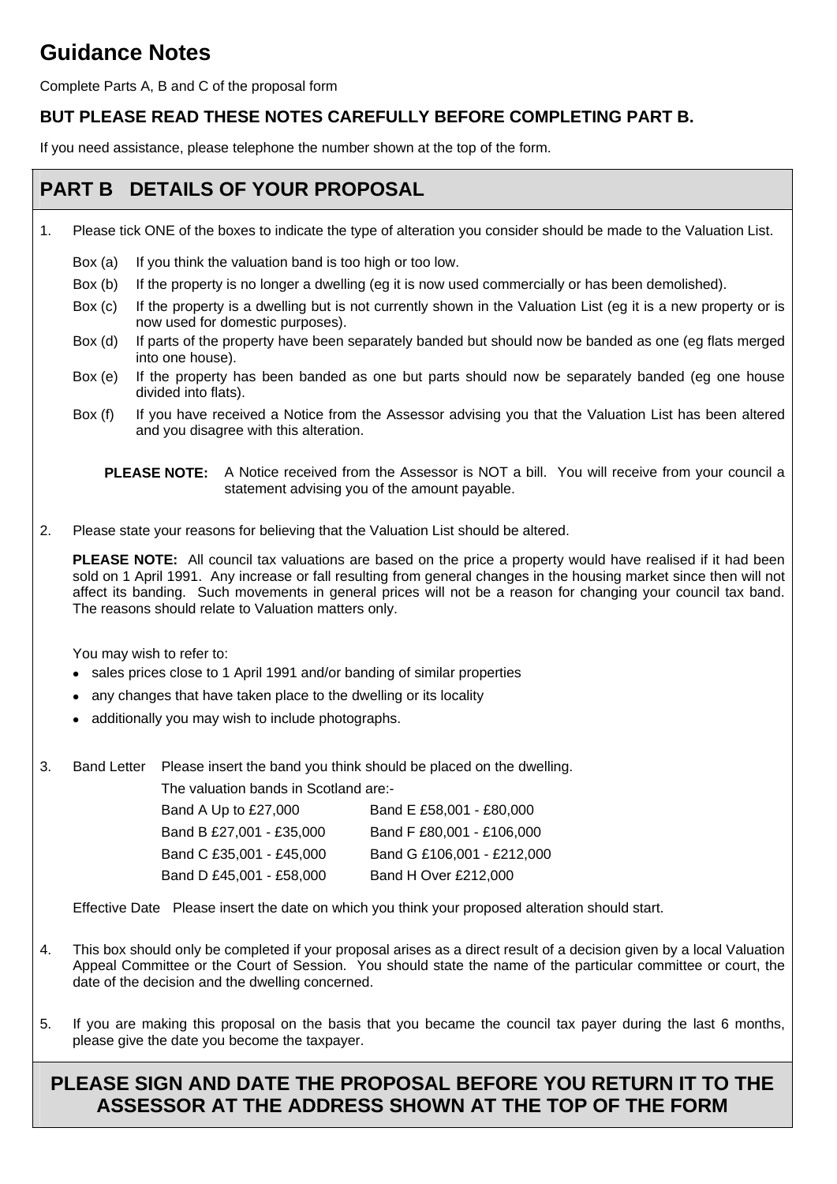# Guidance Notes

Complete Parts A, B and C of the proposal form

### BUT PLEASE READ THESE NOTES CAREFULLY BEFORE COMPLETING PART B.

If you need assistance, please telephone the number shown at the top of the form.

## PART B DETAILS OF YOUR PROPOSAL

1. Please tick ONE of the boxes to indicate the type of alteration you consider should be made to the Valuation List.

   Box (a) If you think the valuation band is too high or too low.

   Box (b) If the property is no longer a dwelling (eg it is now used commercially or has been demolished).

   Box (c) If the property is a dwelling but is not currently shown in the Valuation List (eg it is a new property or is now used for domestic purposes).

   Box (d) If parts of the property have been separately banded but should now be banded as one (eg flats merged into one house).

   Box (e) If the property has been banded as one but parts should now be separately banded (eg one house divided into flats).

   Box (f) If you have received a Notice from the Assessor advising you that the Valuation List has been altered and you disagree with this alteration.

   **PLEASE NOTE:** A Notice received from the Assessor is NOT a bill. You will receive from your council a statement advising you of the amount payable.

2. Please state your reasons for believing that the Valuation List should be altered.

   **PLEASE NOTE:** All council tax valuations are based on the price a property would have realised if it had been sold on 1 April 1991. Any increase or fall resulting from general changes in the housing market since then will not affect its banding. Such movements in general prices will not be a reason for changing your council tax band. The reasons should relate to Valuation matters only.

   You may wish to refer to:

   - sales prices close to 1 April 1991 and/or banding of similar properties
   - any changes that have taken place to the dwelling or its locality
   - additionally you may wish to include photographs.

3. Band Letter Please insert the band you think should be placed on the dwelling.

   The valuation bands in Scotland are:-

   | | |
   |---|---|
   | Band A Up to £27,000 | Band E £58,001 - £80,000 |
   | Band B £27,001 - £35,000 | Band F £80,001 - £106,000 |
   | Band C £35,001 - £45,000 | Band G £106,001 - £212,000 |
   | Band D £45,001 - £58,000 | Band H Over £212,000 |

   Effective Date Please insert the date on which you think your proposed alteration should start.

4. This box should only be completed if your proposal arises as a direct result of a decision given by a local Valuation Appeal Committee or the Court of Session. You should state the name of the particular committee or court, the date of the decision and the dwelling concerned.

5. If you are making this proposal on the basis that you became the council tax payer during the last 6 months, please give the date you become the taxpayer.

## PLEASE SIGN AND DATE THE PROPOSAL BEFORE YOU RETURN IT TO THE ASSESSOR AT THE ADDRESS SHOWN AT THE TOP OF THE FORM